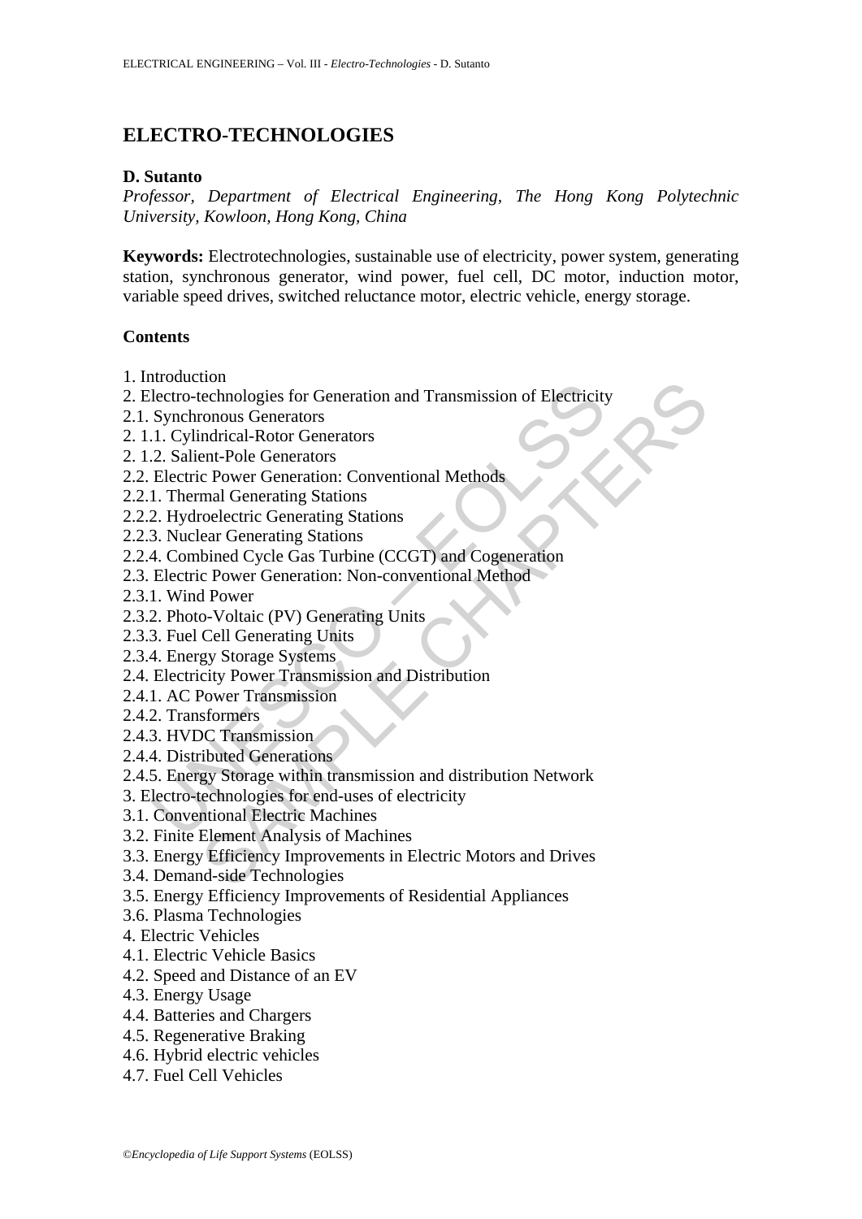# ELECTRO-TECHNOLOGIES

**D. Sutanto**

*Professor, Department of Electrical Engineering, The Hong Kong Polytechnic University, Kowloon, Hong Kong, China*

**Keywords:** Electrotechnologies, sustainable use of electricity, power system, generating station, synchronous generator, wind power, fuel cell, DC motor, induction motor, variable speed drives, switched reluctance motor, electric vehicle, energy storage.

**Contents**

1. Introduction
2. Electro-technologies for Generation and Transmission of Electricity
2.1. Synchronous Generators
2. 1.1. Cylindrical-Rotor Generators
2. 1.2. Salient-Pole Generators
2.2. Electric Power Generation: Conventional Methods
2.2.1. Thermal Generating Stations
2.2.2. Hydroelectric Generating Stations
2.2.3. Nuclear Generating Stations
2.2.4. Combined Cycle Gas Turbine (CCGT) and Cogeneration
2.3. Electric Power Generation: Non-conventional Method
2.3.1. Wind Power
2.3.2. Photo-Voltaic (PV) Generating Units
2.3.3. Fuel Cell Generating Units
2.3.4. Energy Storage Systems
2.4. Electricity Power Transmission and Distribution
2.4.1. AC Power Transmission
2.4.2. Transformers
2.4.3. HVDC Transmission
2.4.4. Distributed Generations
2.4.5. Energy Storage within transmission and distribution Network
3. Electro-technologies for end-uses of electricity
3.1. Conventional Electric Machines
3.2. Finite Element Analysis of Machines
3.3. Energy Efficiency Improvements in Electric Motors and Drives
3.4. Demand-side Technologies
3.5. Energy Efficiency Improvements of Residential Appliances
3.6. Plasma Technologies
4. Electric Vehicles
4.1. Electric Vehicle Basics
4.2. Speed and Distance of an EV
4.3. Energy Usage
4.4. Batteries and Chargers
4.5. Regenerative Braking
4.6. Hybrid electric vehicles
4.7. Fuel Cell Vehicles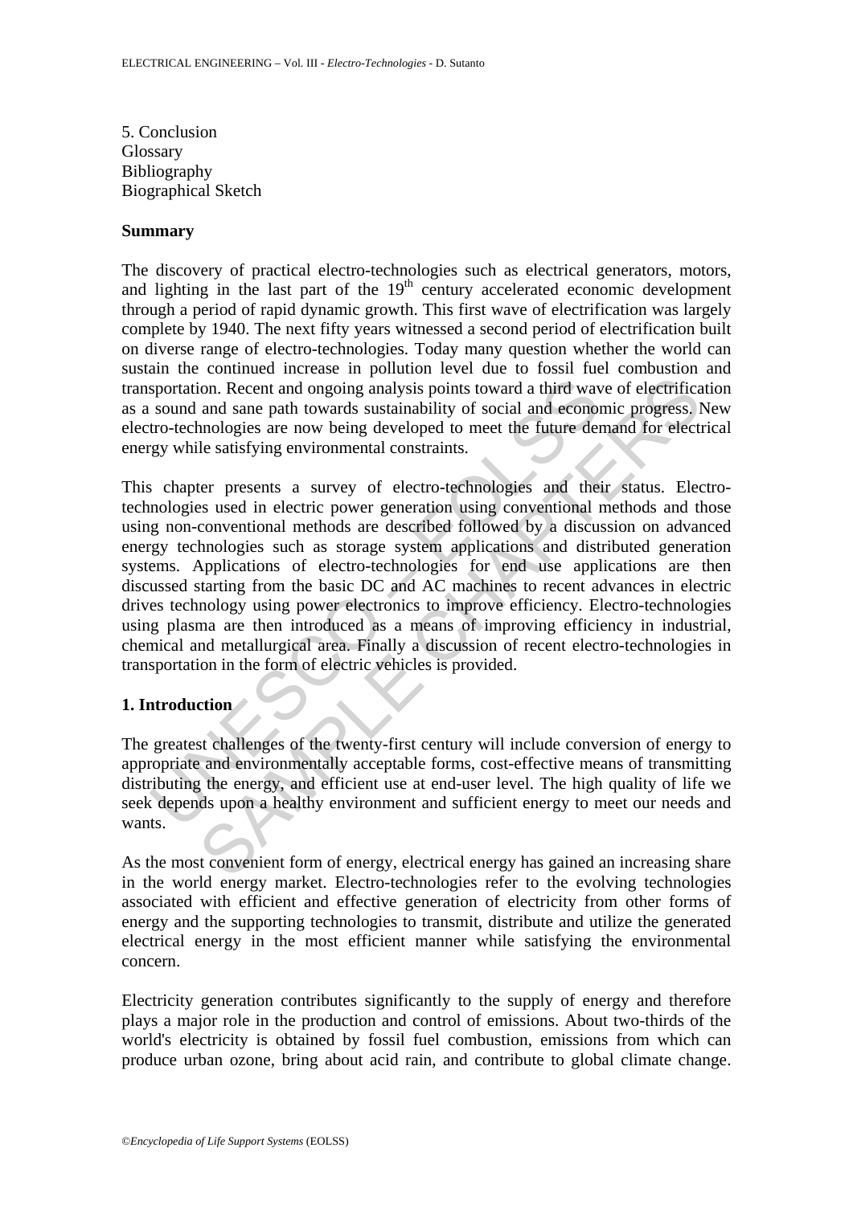5. Conclusion
Glossary
Bibliography
Biographical Sketch

## Summary

The discovery of practical electro-technologies such as electrical generators, motors, and lighting in the last part of the 19th century accelerated economic development through a period of rapid dynamic growth. This first wave of electrification was largely complete by 1940. The next fifty years witnessed a second period of electrification built on diverse range of electro-technologies. Today many question whether the world can sustain the continued increase in pollution level due to fossil fuel combustion and transportation. Recent and ongoing analysis points toward a third wave of electrification as a sound and sane path towards sustainability of social and economic progress. New electro-technologies are now being developed to meet the future demand for electrical energy while satisfying environmental constraints.

This chapter presents a survey of electro-technologies and their status. Electro-technologies used in electric power generation using conventional methods and those using non-conventional methods are described followed by a discussion on advanced energy technologies such as storage system applications and distributed generation systems. Applications of electro-technologies for end use applications are then discussed starting from the basic DC and AC machines to recent advances in electric drives technology using power electronics to improve efficiency. Electro-technologies using plasma are then introduced as a means of improving efficiency in industrial, chemical and metallurgical area. Finally a discussion of recent electro-technologies in transportation in the form of electric vehicles is provided.

## 1. Introduction

The greatest challenges of the twenty-first century will include conversion of energy to appropriate and environmentally acceptable forms, cost-effective means of transmitting distributing the energy, and efficient use at end-user level. The high quality of life we seek depends upon a healthy environment and sufficient energy to meet our needs and wants.

As the most convenient form of energy, electrical energy has gained an increasing share in the world energy market. Electro-technologies refer to the evolving technologies associated with efficient and effective generation of electricity from other forms of energy and the supporting technologies to transmit, distribute and utilize the generated electrical energy in the most efficient manner while satisfying the environmental concern.

Electricity generation contributes significantly to the supply of energy and therefore plays a major role in the production and control of emissions. About two-thirds of the world's electricity is obtained by fossil fuel combustion, emissions from which can produce urban ozone, bring about acid rain, and contribute to global climate change.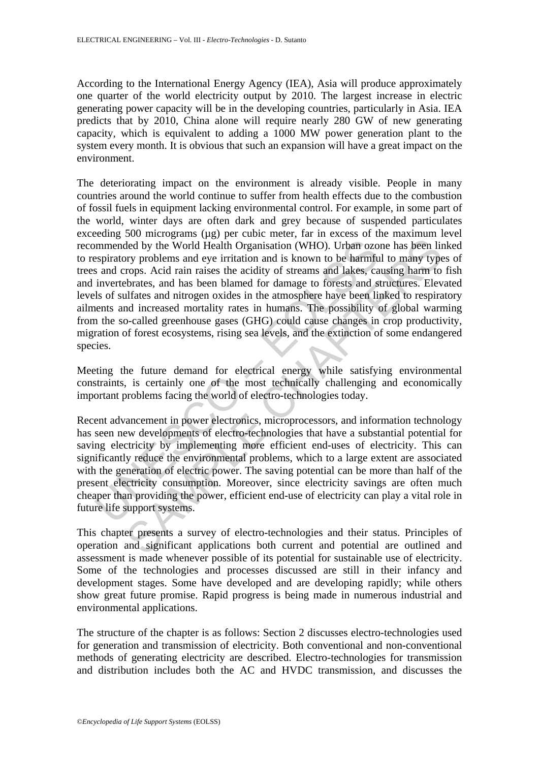According to the International Energy Agency (IEA), Asia will produce approximately one quarter of the world electricity output by 2010. The largest increase in electric generating power capacity will be in the developing countries, particularly in Asia. IEA predicts that by 2010, China alone will require nearly 280 GW of new generating capacity, which is equivalent to adding a 1000 MW power generation plant to the system every month. It is obvious that such an expansion will have a great impact on the environment.

The deteriorating impact on the environment is already visible. People in many countries around the world continue to suffer from health effects due to the combustion of fossil fuels in equipment lacking environmental control. For example, in some part of the world, winter days are often dark and grey because of suspended particulates exceeding 500 micrograms (µg) per cubic meter, far in excess of the maximum level recommended by the World Health Organisation (WHO). Urban ozone has been linked to respiratory problems and eye irritation and is known to be harmful to many types of trees and crops. Acid rain raises the acidity of streams and lakes, causing harm to fish and invertebrates, and has been blamed for damage to forests and structures. Elevated levels of sulfates and nitrogen oxides in the atmosphere have been linked to respiratory ailments and increased mortality rates in humans. The possibility of global warming from the so-called greenhouse gases (GHG) could cause changes in crop productivity, migration of forest ecosystems, rising sea levels, and the extinction of some endangered species.

Meeting the future demand for electrical energy while satisfying environmental constraints, is certainly one of the most technically challenging and economically important problems facing the world of electro-technologies today.

Recent advancement in power electronics, microprocessors, and information technology has seen new developments of electro-technologies that have a substantial potential for saving electricity by implementing more efficient end-uses of electricity. This can significantly reduce the environmental problems, which to a large extent are associated with the generation of electric power. The saving potential can be more than half of the present electricity consumption. Moreover, since electricity savings are often much cheaper than providing the power, efficient end-use of electricity can play a vital role in future life support systems.

This chapter presents a survey of electro-technologies and their status. Principles of operation and significant applications both current and potential are outlined and assessment is made whenever possible of its potential for sustainable use of electricity. Some of the technologies and processes discussed are still in their infancy and development stages. Some have developed and are developing rapidly; while others show great future promise. Rapid progress is being made in numerous industrial and environmental applications.

The structure of the chapter is as follows: Section 2 discusses electro-technologies used for generation and transmission of electricity. Both conventional and non-conventional methods of generating electricity are described. Electro-technologies for transmission and distribution includes both the AC and HVDC transmission, and discusses the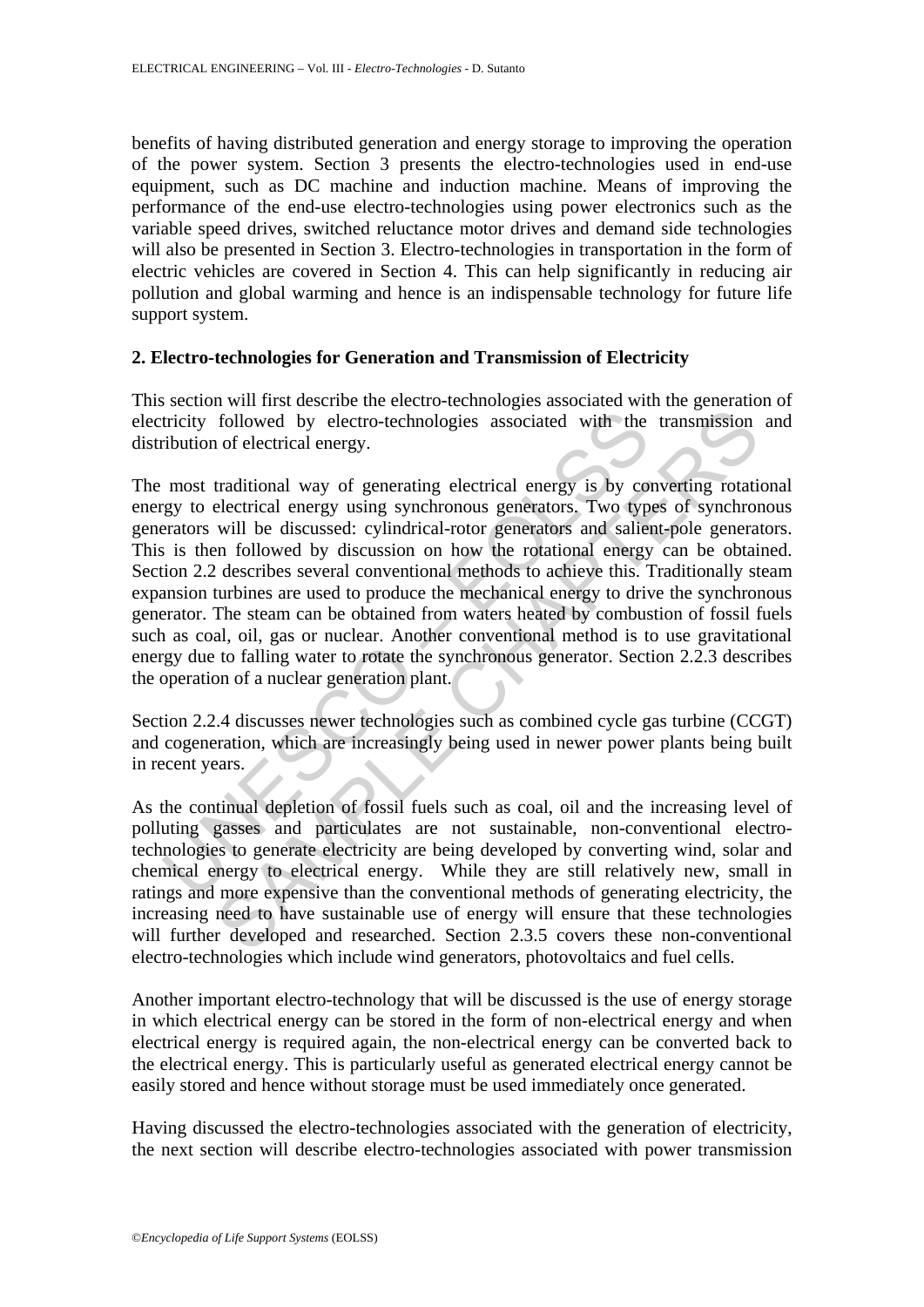benefits of having distributed generation and energy storage to improving the operation of the power system. Section 3 presents the electro-technologies used in end-use equipment, such as DC machine and induction machine. Means of improving the performance of the end-use electro-technologies using power electronics such as the variable speed drives, switched reluctance motor drives and demand side technologies will also be presented in Section 3. Electro-technologies in transportation in the form of electric vehicles are covered in Section 4. This can help significantly in reducing air pollution and global warming and hence is an indispensable technology for future life support system.

## 2. Electro-technologies for Generation and Transmission of Electricity

This section will first describe the electro-technologies associated with the generation of electricity followed by electro-technologies associated with the transmission and distribution of electrical energy.

The most traditional way of generating electrical energy is by converting rotational energy to electrical energy using synchronous generators. Two types of synchronous generators will be discussed: cylindrical-rotor generators and salient-pole generators. This is then followed by discussion on how the rotational energy can be obtained. Section 2.2 describes several conventional methods to achieve this. Traditionally steam expansion turbines are used to produce the mechanical energy to drive the synchronous generator. The steam can be obtained from waters heated by combustion of fossil fuels such as coal, oil, gas or nuclear. Another conventional method is to use gravitational energy due to falling water to rotate the synchronous generator. Section 2.2.3 describes the operation of a nuclear generation plant.

Section 2.2.4 discusses newer technologies such as combined cycle gas turbine (CCGT) and cogeneration, which are increasingly being used in newer power plants being built in recent years.

As the continual depletion of fossil fuels such as coal, oil and the increasing level of polluting gasses and particulates are not sustainable, non-conventional electro-technologies to generate electricity are being developed by converting wind, solar and chemical energy to electrical energy. While they are still relatively new, small in ratings and more expensive than the conventional methods of generating electricity, the increasing need to have sustainable use of energy will ensure that these technologies will further developed and researched. Section 2.3.5 covers these non-conventional electro-technologies which include wind generators, photovoltaics and fuel cells.

Another important electro-technology that will be discussed is the use of energy storage in which electrical energy can be stored in the form of non-electrical energy and when electrical energy is required again, the non-electrical energy can be converted back to the electrical energy. This is particularly useful as generated electrical energy cannot be easily stored and hence without storage must be used immediately once generated.

Having discussed the electro-technologies associated with the generation of electricity, the next section will describe electro-technologies associated with power transmission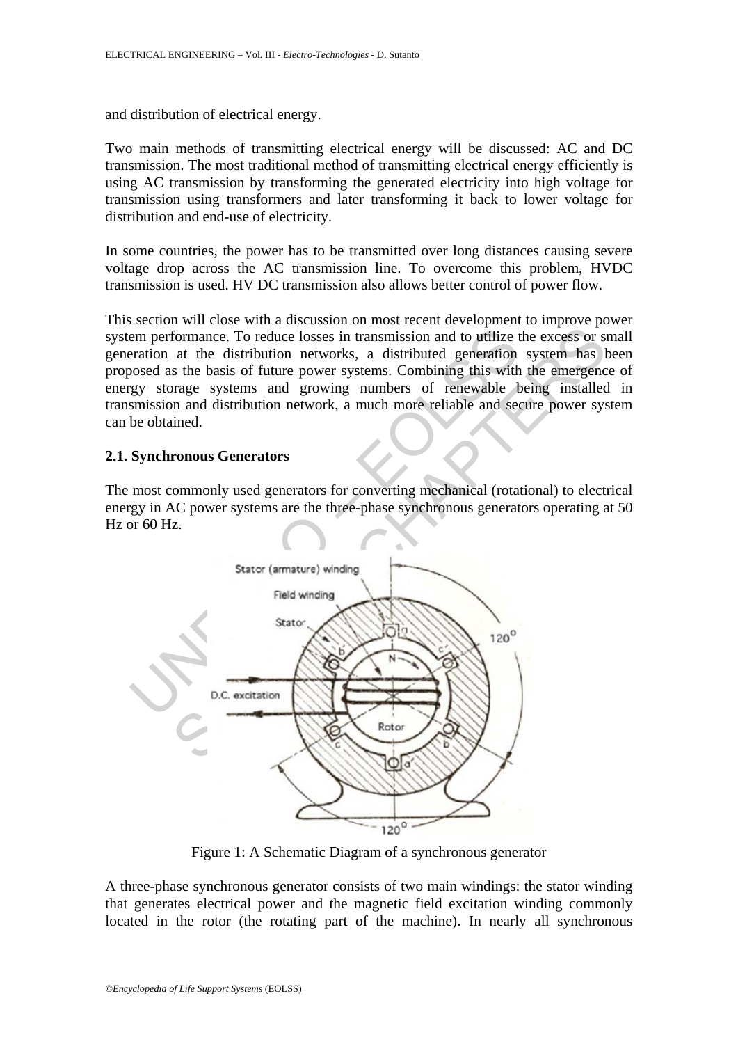and distribution of electrical energy.

Two main methods of transmitting electrical energy will be discussed: AC and DC transmission. The most traditional method of transmitting electrical energy efficiently is using AC transmission by transforming the generated electricity into high voltage for transmission using transformers and later transforming it back to lower voltage for distribution and end-use of electricity.

In some countries, the power has to be transmitted over long distances causing severe voltage drop across the AC transmission line. To overcome this problem, HVDC transmission is used. HV DC transmission also allows better control of power flow.

This section will close with a discussion on most recent development to improve power system performance. To reduce losses in transmission and to utilize the excess or small generation at the distribution networks, a distributed generation system has been proposed as the basis of future power systems. Combining this with the emergence of energy storage systems and growing numbers of renewable being installed in transmission and distribution network, a much more reliable and secure power system can be obtained.

### 2.1. Synchronous Generators

The most commonly used generators for converting mechanical (rotational) to electrical energy in AC power systems are the three-phase synchronous generators operating at 50 Hz or 60 Hz.

Figure 1: A Schematic Diagram of a synchronous generator

A three-phase synchronous generator consists of two main windings: the stator winding that generates electrical power and the magnetic field excitation winding commonly located in the rotor (the rotating part of the machine). In nearly all synchronous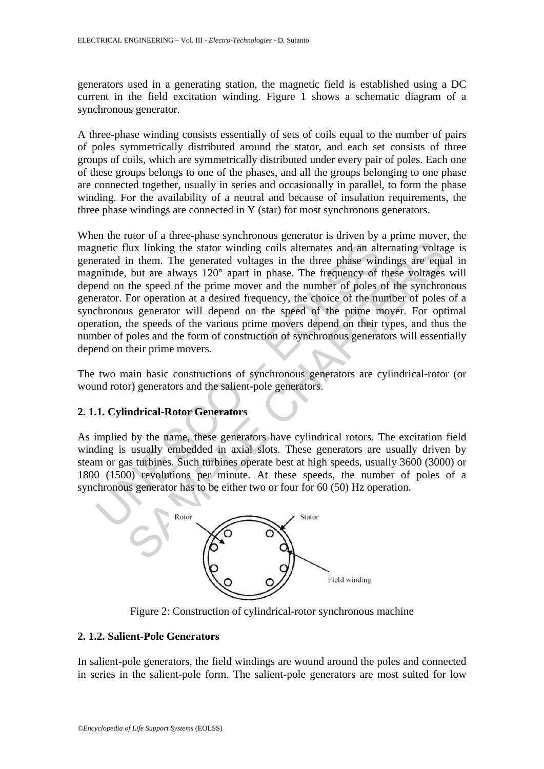generators used in a generating station, the magnetic field is established using a DC current in the field excitation winding. Figure 1 shows a schematic diagram of a synchronous generator.

A three-phase winding consists essentially of sets of coils equal to the number of pairs of poles symmetrically distributed around the stator, and each set consists of three groups of coils, which are symmetrically distributed under every pair of poles. Each one of these groups belongs to one of the phases, and all the groups belonging to one phase are connected together, usually in series and occasionally in parallel, to form the phase winding. For the availability of a neutral and because of insulation requirements, the three phase windings are connected in Y (star) for most synchronous generators.

When the rotor of a three-phase synchronous generator is driven by a prime mover, the magnetic flux linking the stator winding coils alternates and an alternating voltage is generated in them. The generated voltages in the three phase windings are equal in magnitude, but are always 120° apart in phase. The frequency of these voltages will depend on the speed of the prime mover and the number of poles of the synchronous generator. For operation at a desired frequency, the choice of the number of poles of a synchronous generator will depend on the speed of the prime mover. For optimal operation, the speeds of the various prime movers depend on their types, and thus the number of poles and the form of construction of synchronous generators will essentially depend on their prime movers.

The two main basic constructions of synchronous generators are cylindrical-rotor (or wound rotor) generators and the salient-pole generators.

### 2. 1.1. Cylindrical-Rotor Generators

As implied by the name, these generators have cylindrical rotors. The excitation field winding is usually embedded in axial slots. These generators are usually driven by steam or gas turbines. Such turbines operate best at high speeds, usually 3600 (3000) or 1800 (1500) revolutions per minute. At these speeds, the number of poles of a synchronous generator has to be either two or four for 60 (50) Hz operation.

Rotor — Stator — Field winding

Figure 2: Construction of cylindrical-rotor synchronous machine

### 2. 1.2. Salient-Pole Generators

In salient-pole generators, the field windings are wound around the poles and connected in series in the salient-pole form. The salient-pole generators are most suited for low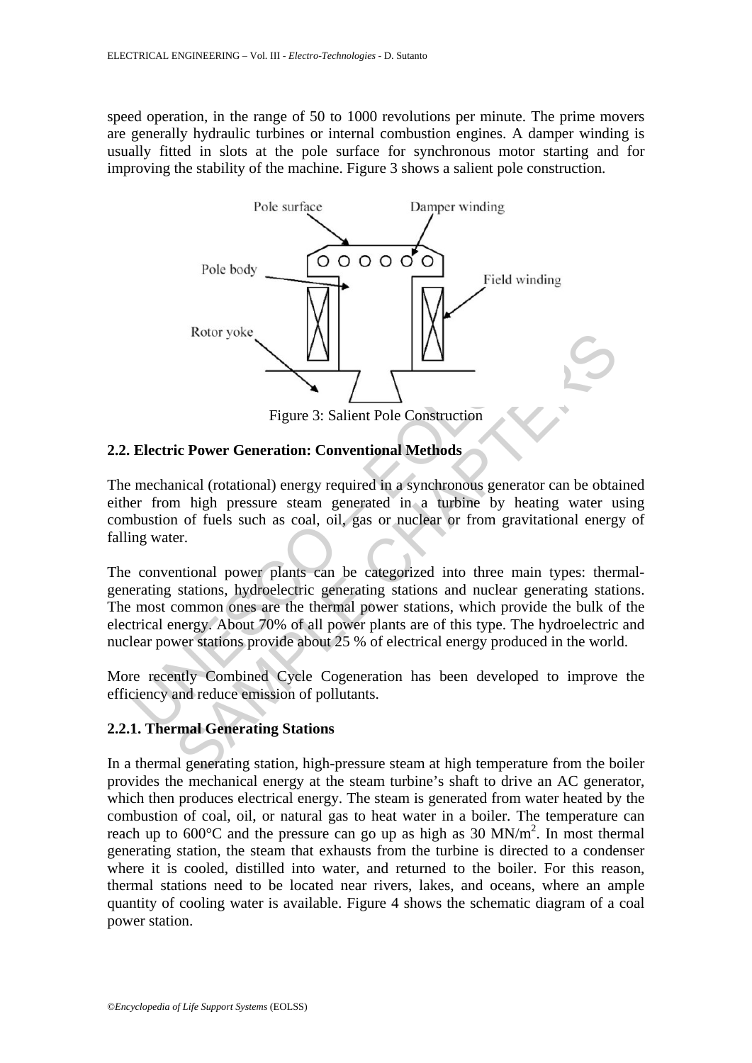speed operation, in the range of 50 to 1000 revolutions per minute. The prime movers are generally hydraulic turbines or internal combustion engines. A damper winding is usually fitted in slots at the pole surface for synchronous motor starting and for improving the stability of the machine. Figure 3 shows a salient pole construction.

Figure 3: Salient Pole Construction

### 2.2. Electric Power Generation: Conventional Methods

The mechanical (rotational) energy required in a synchronous generator can be obtained either from high pressure steam generated in a turbine by heating water using combustion of fuels such as coal, oil, gas or nuclear or from gravitational energy of falling water.

The conventional power plants can be categorized into three main types: thermal-generating stations, hydroelectric generating stations and nuclear generating stations. The most common ones are the thermal power stations, which provide the bulk of the electrical energy. About 70% of all power plants are of this type. The hydroelectric and nuclear power stations provide about 25 % of electrical energy produced in the world.

More recently Combined Cycle Cogeneration has been developed to improve the efficiency and reduce emission of pollutants.

#### 2.2.1. Thermal Generating Stations

In a thermal generating station, high-pressure steam at high temperature from the boiler provides the mechanical energy at the steam turbine's shaft to drive an AC generator, which then produces electrical energy. The steam is generated from water heated by the combustion of coal, oil, or natural gas to heat water in a boiler. The temperature can reach up to 600°C and the pressure can go up as high as 30 $MN/m^2$. In most thermal generating station, the steam that exhausts from the turbine is directed to a condenser where it is cooled, distilled into water, and returned to the boiler. For this reason, thermal stations need to be located near rivers, lakes, and oceans, where an ample quantity of cooling water is available. Figure 4 shows the schematic diagram of a coal power station.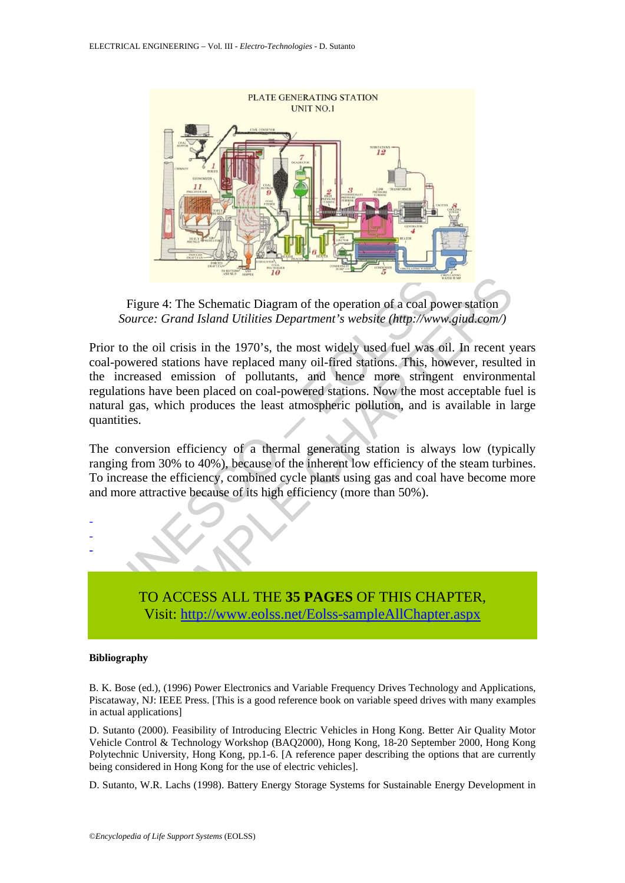Figure 4: The Schematic Diagram of the operation of a coal power station
*Source: Grand Island Utilities Department's website (http://www.giud.com/)*

Prior to the oil crisis in the 1970's, the most widely used fuel was oil. In recent years coal-powered stations have replaced many oil-fired stations. This, however, resulted in the increased emission of pollutants, and hence more stringent environmental regulations have been placed on coal-powered stations. Now the most acceptable fuel is natural gas, which produces the least atmospheric pollution, and is available in large quantities.

The conversion efficiency of a thermal generating station is always low (typically ranging from 30% to 40%), because of the inherent low efficiency of the steam turbines. To increase the efficiency, combined cycle plants using gas and coal have become more and more attractive because of its high efficiency (more than 50%).

-
-
-

TO ACCESS ALL THE **35 PAGES** OF THIS CHAPTER,
Visit: http://www.eolss.net/Eolss-sampleAllChapter.aspx

**Bibliography**

B. K. Bose (ed.), (1996) Power Electronics and Variable Frequency Drives Technology and Applications, Piscataway, NJ: IEEE Press. [This is a good reference book on variable speed drives with many examples in actual applications]

D. Sutanto (2000). Feasibility of Introducing Electric Vehicles in Hong Kong. Better Air Quality Motor Vehicle Control & Technology Workshop (BAQ2000), Hong Kong, 18-20 September 2000, Hong Kong Polytechnic University, Hong Kong, pp.1-6. [A reference paper describing the options that are currently being considered in Hong Kong for the use of electric vehicles].

D. Sutanto, W.R. Lachs (1998). Battery Energy Storage Systems for Sustainable Energy Development in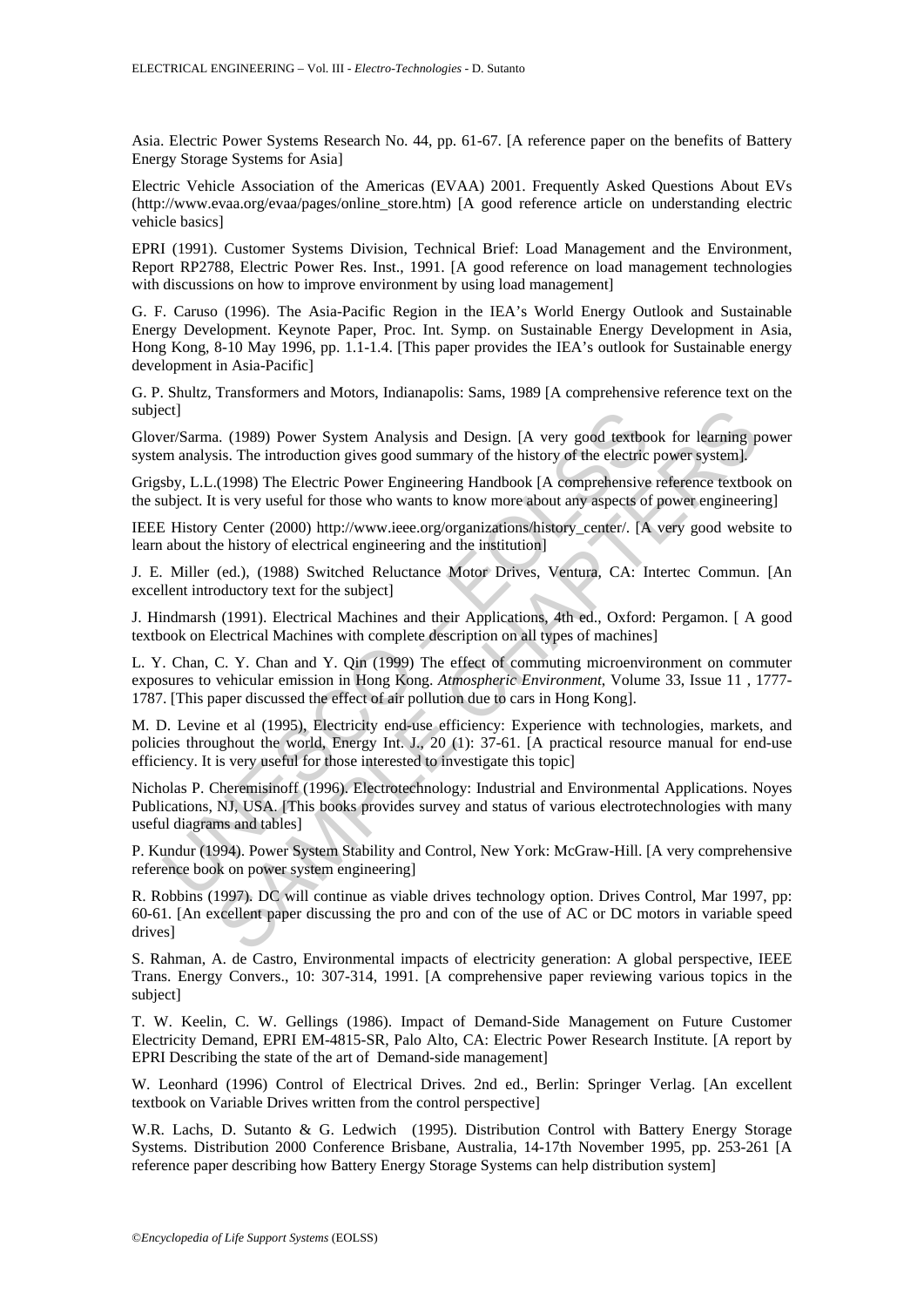Asia. Electric Power Systems Research No. 44, pp. 61-67. [A reference paper on the benefits of Battery Energy Storage Systems for Asia]

Electric Vehicle Association of the Americas (EVAA) 2001. Frequently Asked Questions About EVs (http://www.evaa.org/evaa/pages/online_store.htm) [A good reference article on understanding electric vehicle basics]

EPRI (1991). Customer Systems Division, Technical Brief: Load Management and the Environment, Report RP2788, Electric Power Res. Inst., 1991. [A good reference on load management technologies with discussions on how to improve environment by using load management]

G. F. Caruso (1996). The Asia-Pacific Region in the IEA's World Energy Outlook and Sustainable Energy Development. Keynote Paper, Proc. Int. Symp. on Sustainable Energy Development in Asia, Hong Kong, 8-10 May 1996, pp. 1.1-1.4. [This paper provides the IEA's outlook for Sustainable energy development in Asia-Pacific]

G. P. Shultz, Transformers and Motors, Indianapolis: Sams, 1989 [A comprehensive reference text on the subject]

Glover/Sarma. (1989) Power System Analysis and Design. [A very good textbook for learning power system analysis. The introduction gives good summary of the history of the electric power system].

Grigsby, L.L.(1998) The Electric Power Engineering Handbook [A comprehensive reference textbook on the subject. It is very useful for those who wants to know more about any aspects of power engineering]

IEEE History Center (2000) http://www.ieee.org/organizations/history_center/. [A very good website to learn about the history of electrical engineering and the institution]

J. E. Miller (ed.), (1988) Switched Reluctance Motor Drives, Ventura, CA: Intertec Commun. [An excellent introductory text for the subject]

J. Hindmarsh (1991). Electrical Machines and their Applications, 4th ed., Oxford: Pergamon. [ A good textbook on Electrical Machines with complete description on all types of machines]

L. Y. Chan, C. Y. Chan and Y. Qin (1999) The effect of commuting microenvironment on commuter exposures to vehicular emission in Hong Kong. *Atmospheric Environment*, Volume 33, Issue 11 , 1777-1787. [This paper discussed the effect of air pollution due to cars in Hong Kong].

M. D. Levine et al (1995), Electricity end-use efficiency: Experience with technologies, markets, and policies throughout the world, Energy Int. J., 20 (1): 37-61. [A practical resource manual for end-use efficiency. It is very useful for those interested to investigate this topic]

Nicholas P. Cheremisinoff (1996). Electrotechnology: Industrial and Environmental Applications. Noyes Publications, NJ, USA. [This books provides survey and status of various electrotechnologies with many useful diagrams and tables]

P. Kundur (1994). Power System Stability and Control, New York: McGraw-Hill. [A very comprehensive reference book on power system engineering]

R. Robbins (1997). DC will continue as viable drives technology option. Drives Control, Mar 1997, pp: 60-61. [An excellent paper discussing the pro and con of the use of AC or DC motors in variable speed drives]

S. Rahman, A. de Castro, Environmental impacts of electricity generation: A global perspective, IEEE Trans. Energy Convers., 10: 307-314, 1991. [A comprehensive paper reviewing various topics in the subject]

T. W. Keelin, C. W. Gellings (1986). Impact of Demand-Side Management on Future Customer Electricity Demand, EPRI EM-4815-SR, Palo Alto, CA: Electric Power Research Institute. [A report by EPRI Describing the state of the art of Demand-side management]

W. Leonhard (1996) Control of Electrical Drives. 2nd ed., Berlin: Springer Verlag. [An excellent textbook on Variable Drives written from the control perspective]

W.R. Lachs, D. Sutanto & G. Ledwich (1995). Distribution Control with Battery Energy Storage Systems. Distribution 2000 Conference Brisbane, Australia, 14-17th November 1995, pp. 253-261 [A reference paper describing how Battery Energy Storage Systems can help distribution system]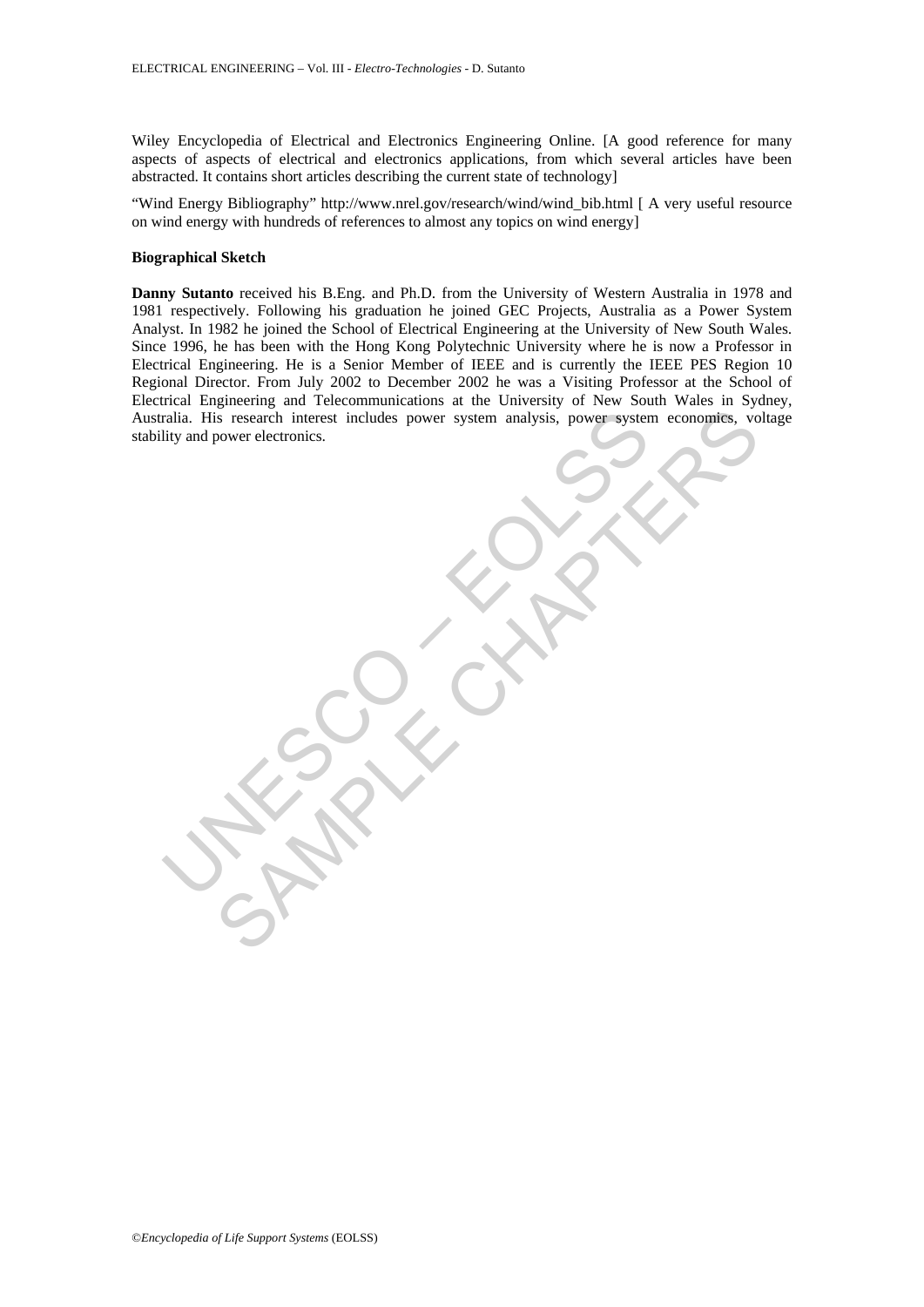Wiley Encyclopedia of Electrical and Electronics Engineering Online. [A good reference for many aspects of aspects of electrical and electronics applications, from which several articles have been abstracted. It contains short articles describing the current state of technology]

"Wind Energy Bibliography" http://www.nrel.gov/research/wind/wind_bib.html [ A very useful resource on wind energy with hundreds of references to almost any topics on wind energy]

**Biographical Sketch**

**Danny Sutanto** received his B.Eng. and Ph.D. from the University of Western Australia in 1978 and 1981 respectively. Following his graduation he joined GEC Projects, Australia as a Power System Analyst. In 1982 he joined the School of Electrical Engineering at the University of New South Wales. Since 1996, he has been with the Hong Kong Polytechnic University where he is now a Professor in Electrical Engineering. He is a Senior Member of IEEE and is currently the IEEE PES Region 10 Regional Director. From July 2002 to December 2002 he was a Visiting Professor at the School of Electrical Engineering and Telecommunications at the University of New South Wales in Sydney, Australia. His research interest includes power system analysis, power system economics, voltage stability and power electronics.